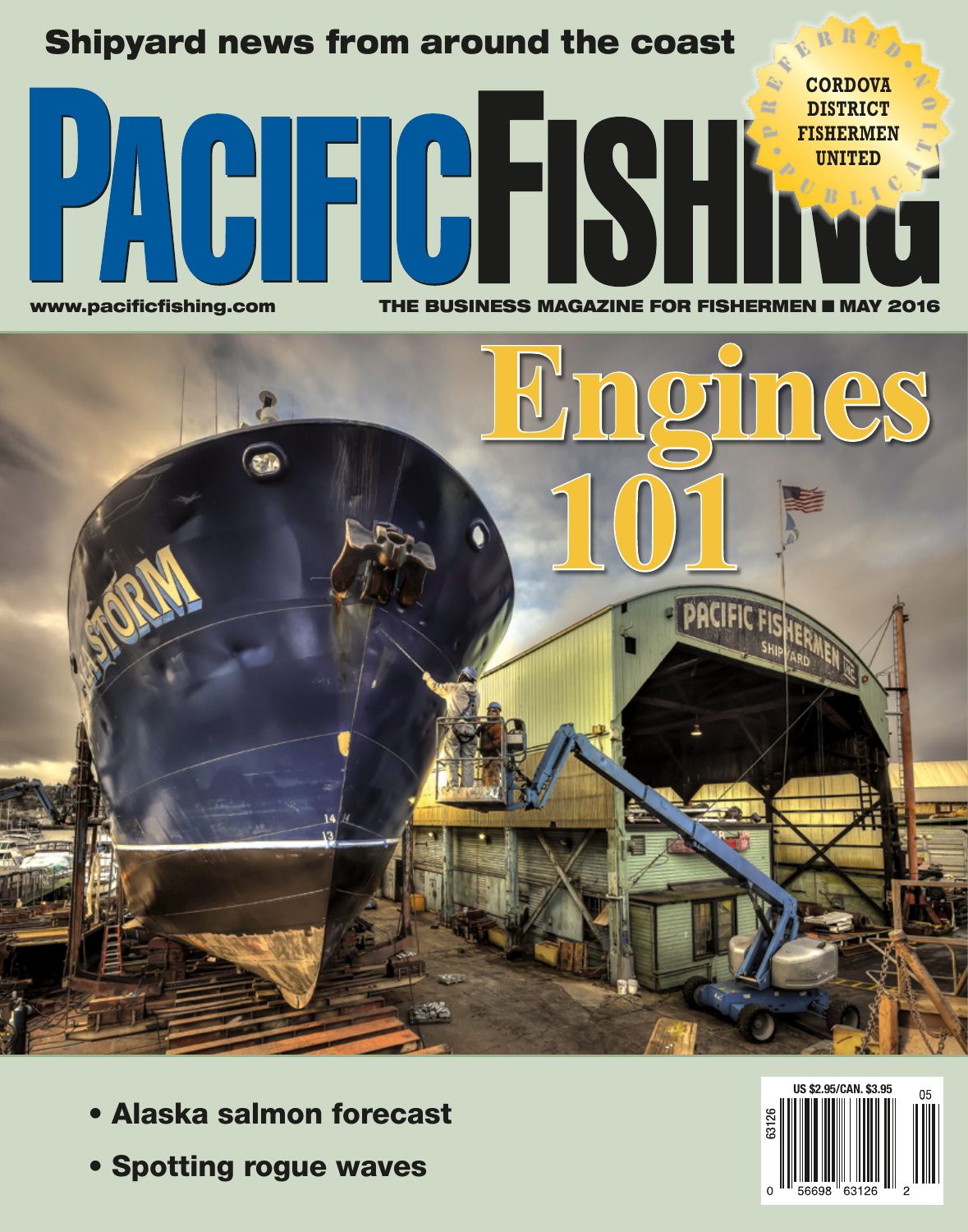Shipyard news from around the coast

# PACIFIC FISHING

PREFERRED PUBLICATION

CORDOVA DISTRICT FISHERMEN UNITED

www.pacificfishing.com

THE BUSINESS MAGAZINE FOR FISHERMEN ■ MAY 2016

# Engines 101

- **Alaska salmon forecast**
- **Spotting rogue waves**

US $2.95/CAN. $3.95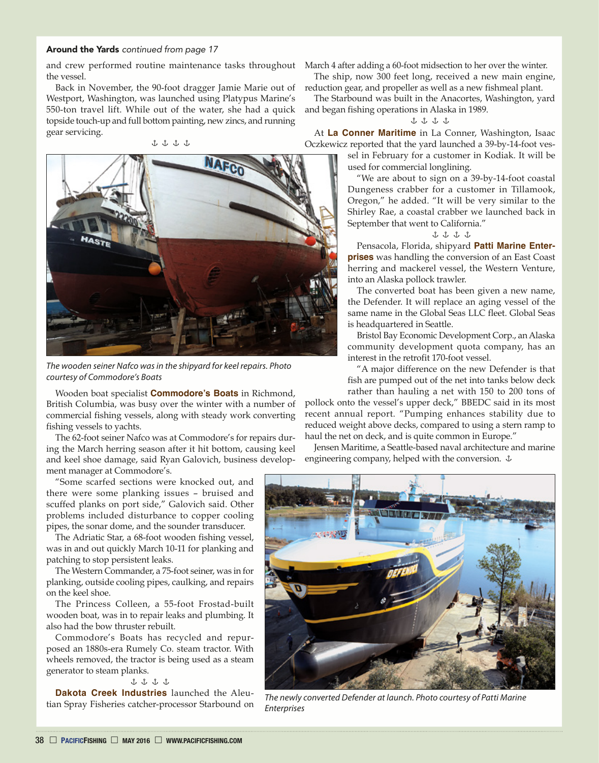**Around the Yards** *continued from page 17*

and crew performed routine maintenance tasks throughout the vessel.

Back in November, the 90-foot dragger Jamie Marie out of Westport, Washington, was launched using Platypus Marine's 550-ton travel lift. While out of the water, she had a quick topside touch-up and full bottom painting, new zincs, and running gear servicing.

⚓ ⚓ ⚓ ⚓

*The wooden seiner Nafco was in the shipyard for keel repairs. Photo courtesy of Commodore's Boats*

Wooden boat specialist **Commodore's Boats** in Richmond, British Columbia, was busy over the winter with a number of commercial fishing vessels, along with steady work converting fishing vessels to yachts.

The 62-foot seiner Nafco was at Commodore's for repairs during the March herring season after it hit bottom, causing keel and keel shoe damage, said Ryan Galovich, business development manager at Commodore's.

"Some scarfed sections were knocked out, and there were some planking issues – bruised and scuffed planks on port side," Galovich said. Other problems included disturbance to copper cooling pipes, the sonar dome, and the sounder transducer.

The Adriatic Star, a 68-foot wooden fishing vessel, was in and out quickly March 10-11 for planking and patching to stop persistent leaks.

The Western Commander, a 75-foot seiner, was in for planking, outside cooling pipes, caulking, and repairs on the keel shoe.

The Princess Colleen, a 55-foot Frostad-built wooden boat, was in to repair leaks and plumbing. It also had the bow thruster rebuilt.

Commodore's Boats has recycled and repurposed an 1880s-era Rumely Co. steam tractor. With wheels removed, the tractor is being used as a steam generator to steam planks.

⚓ ⚓ ⚓ ⚓

**Dakota Creek Industries** launched the Aleutian Spray Fisheries catcher-processor Starbound on March 4 after adding a 60-foot midsection to her over the winter.

The ship, now 300 feet long, received a new main engine, reduction gear, and propeller as well as a new fishmeal plant.

The Starbound was built in the Anacortes, Washington, yard and began fishing operations in Alaska in 1989.

⚓ ⚓ ⚓ ⚓

At **La Conner Maritime** in La Conner, Washington, Isaac Oczkewicz reported that the yard launched a 39-by-14-foot vessel in February for a customer in Kodiak. It will be used for commercial longlining.

"We are about to sign on a 39-by-14-foot coastal Dungeness crabber for a customer in Tillamook, Oregon," he added. "It will be very similar to the Shirley Rae, a coastal crabber we launched back in September that went to California."

⚓ ⚓ ⚓ ⚓

Pensacola, Florida, shipyard **Patti Marine Enterprises** was handling the conversion of an East Coast herring and mackerel vessel, the Western Venture, into an Alaska pollock trawler.

The converted boat has been given a new name, the Defender. It will replace an aging vessel of the same name in the Global Seas LLC fleet. Global Seas is headquartered in Seattle.

Bristol Bay Economic Development Corp., an Alaska community development quota company, has an interest in the retrofit 170-foot vessel.

"A major difference on the new Defender is that fish are pumped out of the net into tanks below deck rather than hauling a net with 150 to 200 tons of pollock onto the vessel's upper deck," BBEDC said in its most recent annual report. "Pumping enhances stability due to reduced weight above decks, compared to using a stern ramp to haul the net on deck, and is quite common in Europe."

Jensen Maritime, a Seattle-based naval architecture and marine engineering company, helped with the conversion. ⚓

*The newly converted Defender at launch. Photo courtesy of Patti Marine Enterprises*